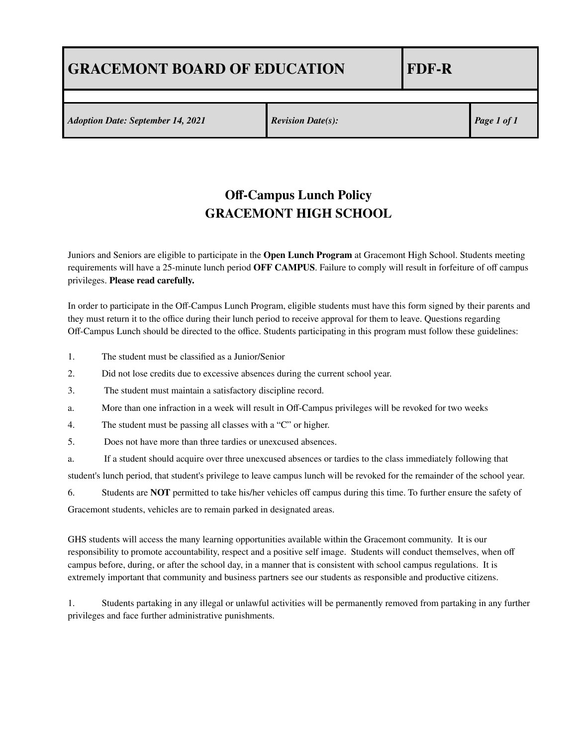| GRACEMONT BOARD OF EDUCATION | | FDF-R |
| --- | --- | --- |
| | | |
| *Adoption Date: September 14, 2021* | *Revision Date(s):* | *Page 1 of 1* |

## Off-Campus Lunch Policy
## GRACEMONT HIGH SCHOOL

Juniors and Seniors are eligible to participate in the **Open Lunch Program** at Gracemont High School. Students meeting requirements will have a 25-minute lunch period **OFF CAMPUS**. Failure to comply will result in forfeiture of off campus privileges. **Please read carefully.**

In order to participate in the Off-Campus Lunch Program, eligible students must have this form signed by their parents and they must return it to the office during their lunch period to receive approval for them to leave. Questions regarding Off-Campus Lunch should be directed to the office. Students participating in this program must follow these guidelines:

1. The student must be classified as a Junior/Senior
2. Did not lose credits due to excessive absences during the current school year.
3. The student must maintain a satisfactory discipline record.
   a. More than one infraction in a week will result in Off-Campus privileges will be revoked for two weeks
4. The student must be passing all classes with a "C" or higher.
5. Does not have more than three tardies or unexcused absences.
   a. If a student should acquire over three unexcused absences or tardies to the class immediately following that student's lunch period, that student's privilege to leave campus lunch will be revoked for the remainder of the school year.
6. Students are **NOT** permitted to take his/her vehicles off campus during this time. To further ensure the safety of Gracemont students, vehicles are to remain parked in designated areas.

GHS students will access the many learning opportunities available within the Gracemont community. It is our responsibility to promote accountability, respect and a positive self image. Students will conduct themselves, when off campus before, during, or after the school day, in a manner that is consistent with school campus regulations. It is extremely important that community and business partners see our students as responsible and productive citizens.

1. Students partaking in any illegal or unlawful activities will be permanently removed from partaking in any further privileges and face further administrative punishments.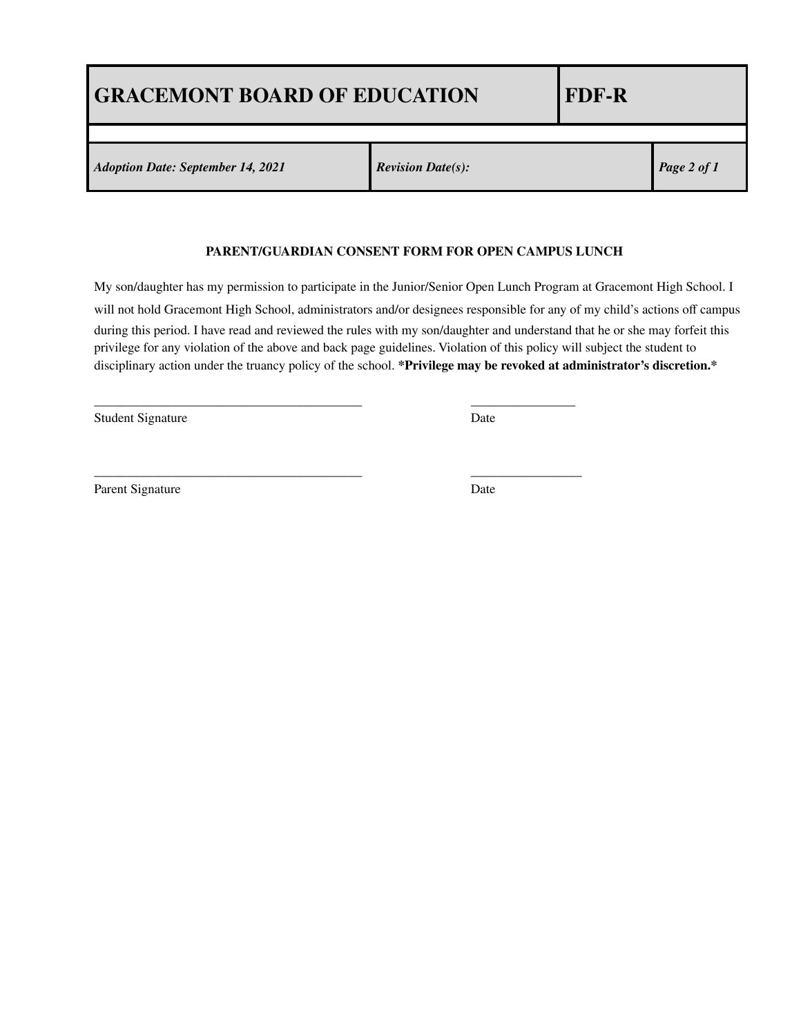| GRACEMONT BOARD OF EDUCATION | | FDF-R |
|---|---|---|
| *Adoption Date: September 14, 2021* | *Revision Date(s):* | |

**PARENT/GUARDIAN CONSENT FORM FOR OPEN CAMPUS LUNCH**

My son/daughter has my permission to participate in the Junior/Senior Open Lunch Program at Gracemont High School. I will not hold Gracemont High School, administrators and/or designees responsible for any of my child's actions off campus during this period. I have read and reviewed the rules with my son/daughter and understand that he or she may forfeit this privilege for any violation of the above and back page guidelines. Violation of this policy will subject the student to disciplinary action under the truancy policy of the school. ***Privilege may be revoked at administrator's discretion.***

\_\_\_\_\_\_\_\_\_\_\_\_\_\_\_\_\_\_\_\_\_\_\_\_\_\_\_\_\_\_\_\_\_\_\_\_\_\_\_\_\_ \_\_\_\_\_\_\_\_\_\_\_\_\_\_\_\_

Student Signature Date

\_\_\_\_\_\_\_\_\_\_\_\_\_\_\_\_\_\_\_\_\_\_\_\_\_\_\_\_\_\_\_\_\_\_\_\_\_\_\_\_\_ \_\_\_\_\_\_\_\_\_\_\_\_\_\_\_\_\_

Parent Signature Date